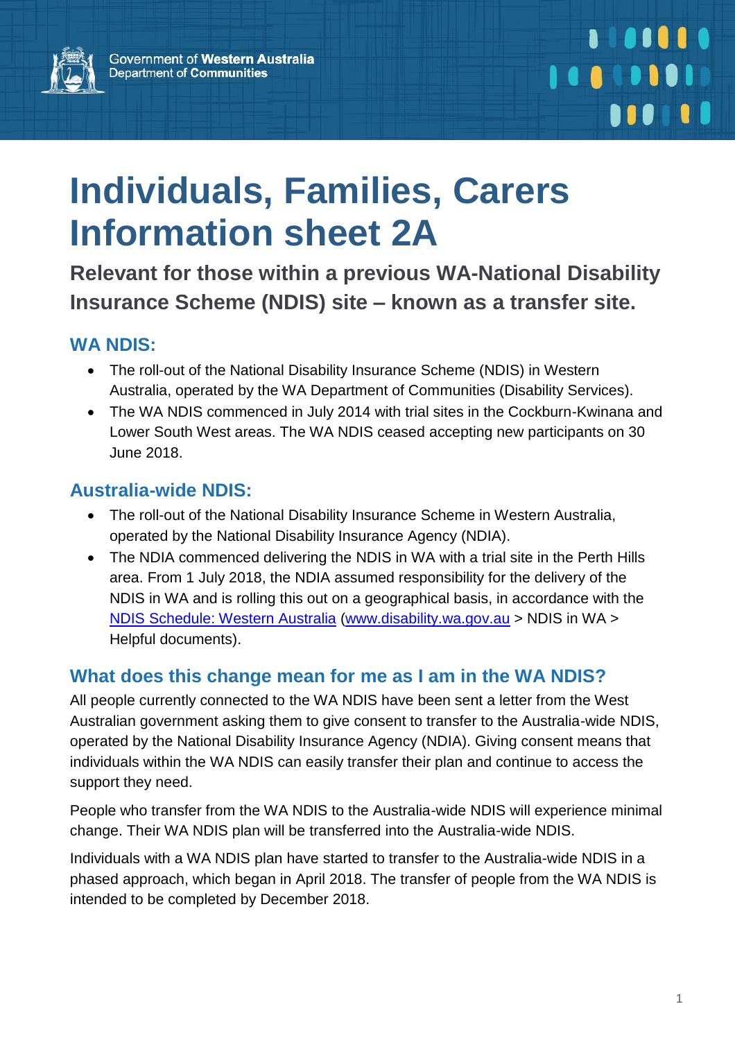Government of Western Australia
Department of Communities

# Individuals, Families, Carers Information sheet 2A

## Relevant for those within a previous WA-National Disability Insurance Scheme (NDIS) site – known as a transfer site.

### WA NDIS:

- The roll-out of the National Disability Insurance Scheme (NDIS) in Western Australia, operated by the WA Department of Communities (Disability Services).
- The WA NDIS commenced in July 2014 with trial sites in the Cockburn-Kwinana and Lower South West areas. The WA NDIS ceased accepting new participants on 30 June 2018.

### Australia-wide NDIS:

- The roll-out of the National Disability Insurance Scheme in Western Australia, operated by the National Disability Insurance Agency (NDIA).
- The NDIA commenced delivering the NDIS in WA with a trial site in the Perth Hills area. From 1 July 2018, the NDIA assumed responsibility for the delivery of the NDIS in WA and is rolling this out on a geographical basis, in accordance with the NDIS Schedule: Western Australia (www.disability.wa.gov.au > NDIS in WA > Helpful documents).

### What does this change mean for me as I am in the WA NDIS?

All people currently connected to the WA NDIS have been sent a letter from the West Australian government asking them to give consent to transfer to the Australia-wide NDIS, operated by the National Disability Insurance Agency (NDIA). Giving consent means that individuals within the WA NDIS can easily transfer their plan and continue to access the support they need.

People who transfer from the WA NDIS to the Australia-wide NDIS will experience minimal change. Their WA NDIS plan will be transferred into the Australia-wide NDIS.

Individuals with a WA NDIS plan have started to transfer to the Australia-wide NDIS in a phased approach, which began in April 2018. The transfer of people from the WA NDIS is intended to be completed by December 2018.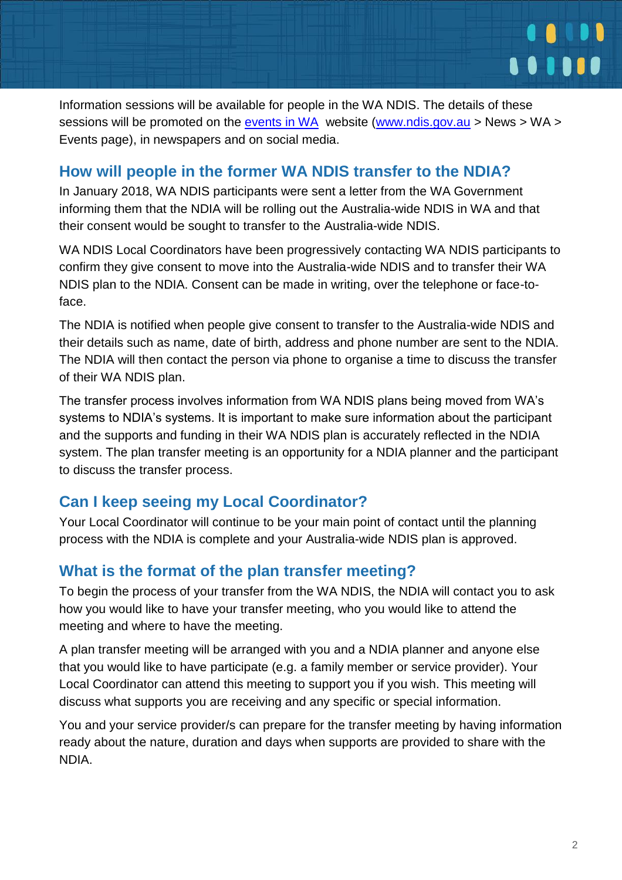Information sessions will be available for people in the WA NDIS. The details of these sessions will be promoted on the [events in WA](www.ndis.gov.au) website ([www.ndis.gov.au](www.ndis.gov.au) > News > WA > Events page), in newspapers and on social media.

## How will people in the former WA NDIS transfer to the NDIA?

In January 2018, WA NDIS participants were sent a letter from the WA Government informing them that the NDIA will be rolling out the Australia-wide NDIS in WA and that their consent would be sought to transfer to the Australia-wide NDIS.

WA NDIS Local Coordinators have been progressively contacting WA NDIS participants to confirm they give consent to move into the Australia-wide NDIS and to transfer their WA NDIS plan to the NDIA. Consent can be made in writing, over the telephone or face-to-face.

The NDIA is notified when people give consent to transfer to the Australia-wide NDIS and their details such as name, date of birth, address and phone number are sent to the NDIA. The NDIA will then contact the person via phone to organise a time to discuss the transfer of their WA NDIS plan.

The transfer process involves information from WA NDIS plans being moved from WA's systems to NDIA's systems. It is important to make sure information about the participant and the supports and funding in their WA NDIS plan is accurately reflected in the NDIA system. The plan transfer meeting is an opportunity for a NDIA planner and the participant to discuss the transfer process.

## Can I keep seeing my Local Coordinator?

Your Local Coordinator will continue to be your main point of contact until the planning process with the NDIA is complete and your Australia-wide NDIS plan is approved.

## What is the format of the plan transfer meeting?

To begin the process of your transfer from the WA NDIS, the NDIA will contact you to ask how you would like to have your transfer meeting, who you would like to attend the meeting and where to have the meeting.

A plan transfer meeting will be arranged with you and a NDIA planner and anyone else that you would like to have participate (e.g. a family member or service provider). Your Local Coordinator can attend this meeting to support you if you wish. This meeting will discuss what supports you are receiving and any specific or special information.

You and your service provider/s can prepare for the transfer meeting by having information ready about the nature, duration and days when supports are provided to share with the NDIA.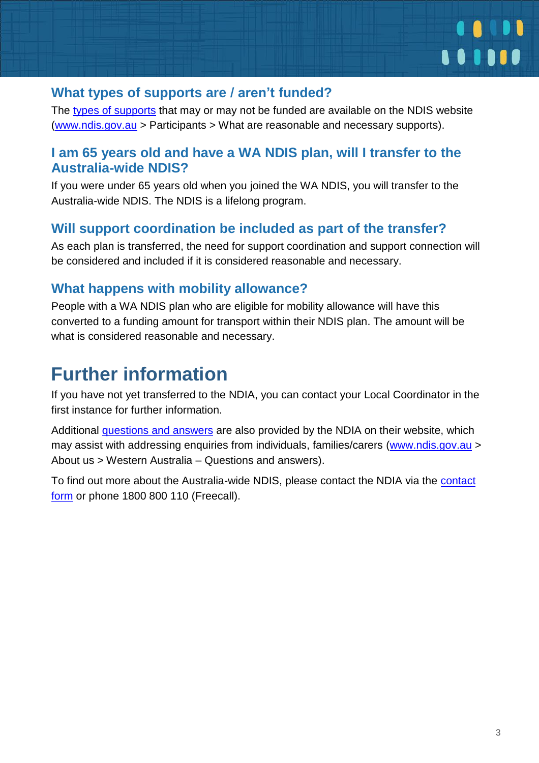### What types of supports are / aren't funded?

The types of supports that may or may not be funded are available on the NDIS website (www.ndis.gov.au > Participants > What are reasonable and necessary supports).

### I am 65 years old and have a WA NDIS plan, will I transfer to the Australia-wide NDIS?

If you were under 65 years old when you joined the WA NDIS, you will transfer to the Australia-wide NDIS. The NDIS is a lifelong program.

### Will support coordination be included as part of the transfer?

As each plan is transferred, the need for support coordination and support connection will be considered and included if it is considered reasonable and necessary.

### What happens with mobility allowance?

People with a WA NDIS plan who are eligible for mobility allowance will have this converted to a funding amount for transport within their NDIS plan. The amount will be what is considered reasonable and necessary.

## Further information

If you have not yet transferred to the NDIA, you can contact your Local Coordinator in the first instance for further information.

Additional questions and answers are also provided by the NDIA on their website, which may assist with addressing enquiries from individuals, families/carers (www.ndis.gov.au > About us > Western Australia – Questions and answers).

To find out more about the Australia-wide NDIS, please contact the NDIA via the contact form or phone 1800 800 110 (Freecall).